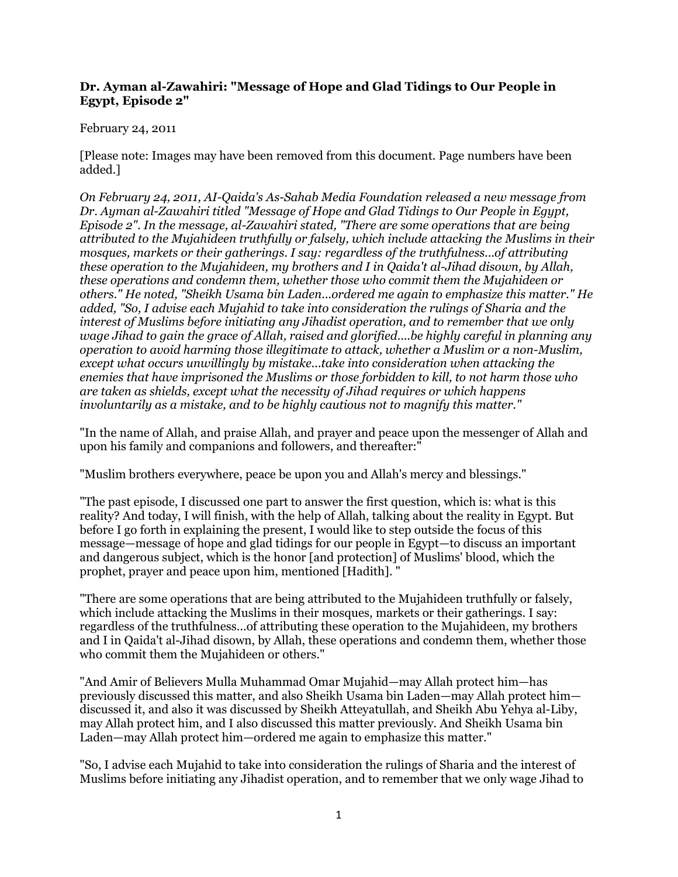**Dr. Ayman al-Zawahiri: "Message of Hope and Glad Tidings to Our People in Egypt, Episode 2"**

February 24, 2011

[Please note: Images may have been removed from this document. Page numbers have been added.]

*On February 24, 2011, AI-Qaida's As-Sahab Media Foundation released a new message from Dr. Ayman al-Zawahiri titled "Message of Hope and Glad Tidings to Our People in Egypt, Episode 2". In the message, al-Zawahiri stated, "There are some operations that are being attributed to the Mujahideen truthfully or falsely, which include attacking the Muslims in their mosques, markets or their gatherings. I say: regardless of the truthfulness...of attributing these operation to the Mujahideen, my brothers and I in Qaida't al-Jihad disown, by Allah, these operations and condemn them, whether those who commit them the Mujahideen or others." He noted, "Sheikh Usama bin Laden...ordered me again to emphasize this matter." He added, "So, I advise each Mujahid to take into consideration the rulings of Sharia and the interest of Muslims before initiating any Jihadist operation, and to remember that we only wage Jihad to gain the grace of Allah, raised and glorified....be highly careful in planning any operation to avoid harming those illegitimate to attack, whether a Muslim or a non-Muslim, except what occurs unwillingly by mistake...take into consideration when attacking the enemies that have imprisoned the Muslims or those forbidden to kill, to not harm those who are taken as shields, except what the necessity of Jihad requires or which happens involuntarily as a mistake, and to be highly cautious not to magnify this matter."*

"In the name of Allah, and praise Allah, and prayer and peace upon the messenger of Allah and upon his family and companions and followers, and thereafter:"

"Muslim brothers everywhere, peace be upon you and Allah's mercy and blessings."

"The past episode, I discussed one part to answer the first question, which is: what is this reality? And today, I will finish, with the help of Allah, talking about the reality in Egypt. But before I go forth in explaining the present, I would like to step outside the focus of this message—message of hope and glad tidings for our people in Egypt—to discuss an important and dangerous subject, which is the honor [and protection] of Muslims' blood, which the prophet, prayer and peace upon him, mentioned [Hadith]. "

"There are some operations that are being attributed to the Mujahideen truthfully or falsely, which include attacking the Muslims in their mosques, markets or their gatherings. I say: regardless of the truthfulness...of attributing these operation to the Mujahideen, my brothers and I in Qaida't al-Jihad disown, by Allah, these operations and condemn them, whether those who commit them the Mujahideen or others."

"And Amir of Believers Mulla Muhammad Omar Mujahid—may Allah protect him—has previously discussed this matter, and also Sheikh Usama bin Laden—may Allah protect him—discussed it, and also it was discussed by Sheikh Atteyatullah, and Sheikh Abu Yehya al-Liby, may Allah protect him, and I also discussed this matter previously. And Sheikh Usama bin Laden—may Allah protect him—ordered me again to emphasize this matter."

"So, I advise each Mujahid to take into consideration the rulings of Sharia and the interest of Muslims before initiating any Jihadist operation, and to remember that we only wage Jihad to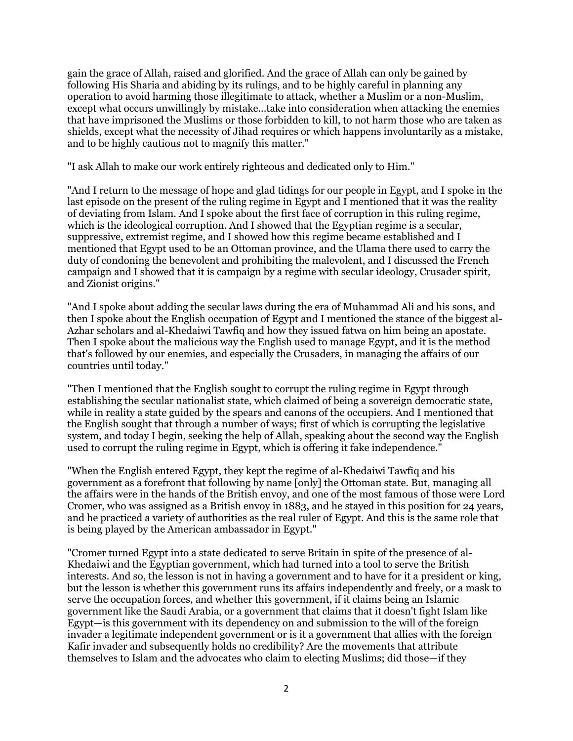gain the grace of Allah, raised and glorified. And the grace of Allah can only be gained by following His Sharia and abiding by its rulings, and to be highly careful in planning any operation to avoid harming those illegitimate to attack, whether a Muslim or a non-Muslim, except what occurs unwillingly by mistake...take into consideration when attacking the enemies that have imprisoned the Muslims or those forbidden to kill, to not harm those who are taken as shields, except what the necessity of Jihad requires or which happens involuntarily as a mistake, and to be highly cautious not to magnify this matter."

"I ask Allah to make our work entirely righteous and dedicated only to Him."

"And I return to the message of hope and glad tidings for our people in Egypt, and I spoke in the last episode on the present of the ruling regime in Egypt and I mentioned that it was the reality of deviating from Islam. And I spoke about the first face of corruption in this ruling regime, which is the ideological corruption. And I showed that the Egyptian regime is a secular, suppressive, extremist regime, and I showed how this regime became established and I mentioned that Egypt used to be an Ottoman province, and the Ulama there used to carry the duty of condoning the benevolent and prohibiting the malevolent, and I discussed the French campaign and I showed that it is campaign by a regime with secular ideology, Crusader spirit, and Zionist origins."

"And I spoke about adding the secular laws during the era of Muhammad Ali and his sons, and then I spoke about the English occupation of Egypt and I mentioned the stance of the biggest al-Azhar scholars and al-Khedaiwi Tawfiq and how they issued fatwa on him being an apostate. Then I spoke about the malicious way the English used to manage Egypt, and it is the method that's followed by our enemies, and especially the Crusaders, in managing the affairs of our countries until today."

"Then I mentioned that the English sought to corrupt the ruling regime in Egypt through establishing the secular nationalist state, which claimed of being a sovereign democratic state, while in reality a state guided by the spears and canons of the occupiers. And I mentioned that the English sought that through a number of ways; first of which is corrupting the legislative system, and today I begin, seeking the help of Allah, speaking about the second way the English used to corrupt the ruling regime in Egypt, which is offering it fake independence."

"When the English entered Egypt, they kept the regime of al-Khedaiwi Tawfiq and his government as a forefront that following by name [only] the Ottoman state. But, managing all the affairs were in the hands of the British envoy, and one of the most famous of those were Lord Cromer, who was assigned as a British envoy in 1883, and he stayed in this position for 24 years, and he practiced a variety of authorities as the real ruler of Egypt. And this is the same role that is being played by the American ambassador in Egypt."

"Cromer turned Egypt into a state dedicated to serve Britain in spite of the presence of al-Khedaiwi and the Egyptian government, which had turned into a tool to serve the British interests. And so, the lesson is not in having a government and to have for it a president or king, but the lesson is whether this government runs its affairs independently and freely, or a mask to serve the occupation forces, and whether this government, if it claims being an Islamic government like the Saudi Arabia, or a government that claims that it doesn't fight Islam like Egypt—is this government with its dependency on and submission to the will of the foreign invader a legitimate independent government or is it a government that allies with the foreign Kafir invader and subsequently holds no credibility? Are the movements that attribute themselves to Islam and the advocates who claim to electing Muslims; did those—if they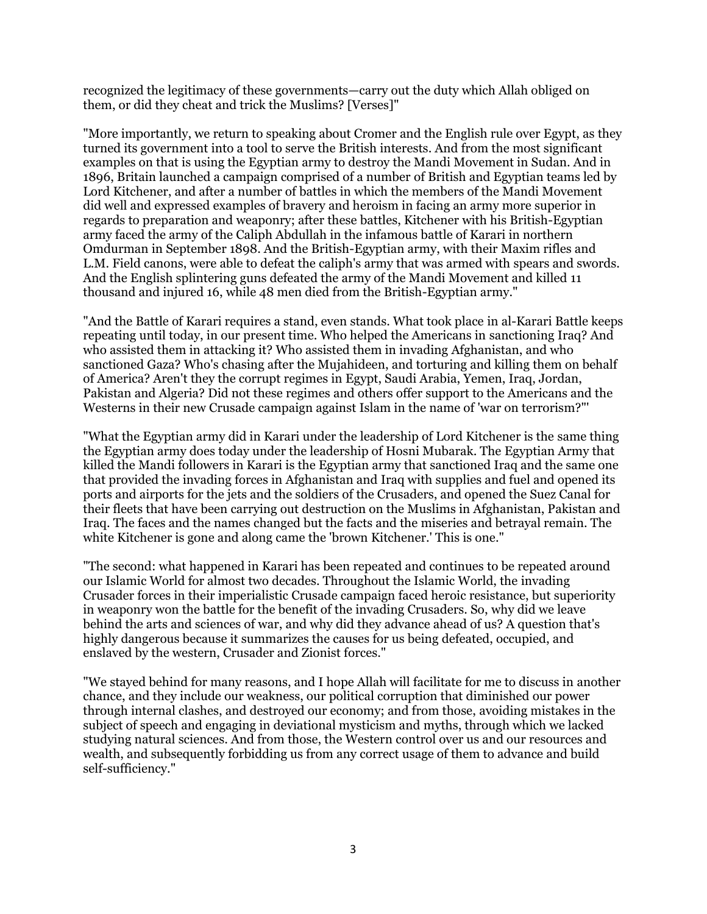recognized the legitimacy of these governments—carry out the duty which Allah obliged on them, or did they cheat and trick the Muslims? [Verses]"

"More importantly, we return to speaking about Cromer and the English rule over Egypt, as they turned its government into a tool to serve the British interests. And from the most significant examples on that is using the Egyptian army to destroy the Mandi Movement in Sudan. And in 1896, Britain launched a campaign comprised of a number of British and Egyptian teams led by Lord Kitchener, and after a number of battles in which the members of the Mandi Movement did well and expressed examples of bravery and heroism in facing an army more superior in regards to preparation and weaponry; after these battles, Kitchener with his British-Egyptian army faced the army of the Caliph Abdullah in the infamous battle of Karari in northern Omdurman in September 1898. And the British-Egyptian army, with their Maxim rifles and L.M. Field canons, were able to defeat the caliph's army that was armed with spears and swords. And the English splintering guns defeated the army of the Mandi Movement and killed 11 thousand and injured 16, while 48 men died from the British-Egyptian army."

"And the Battle of Karari requires a stand, even stands. What took place in al-Karari Battle keeps repeating until today, in our present time. Who helped the Americans in sanctioning Iraq? And who assisted them in attacking it? Who assisted them in invading Afghanistan, and who sanctioned Gaza? Who's chasing after the Mujahideen, and torturing and killing them on behalf of America? Aren't they the corrupt regimes in Egypt, Saudi Arabia, Yemen, Iraq, Jordan, Pakistan and Algeria? Did not these regimes and others offer support to the Americans and the Westerns in their new Crusade campaign against Islam in the name of 'war on terrorism?'"

"What the Egyptian army did in Karari under the leadership of Lord Kitchener is the same thing the Egyptian army does today under the leadership of Hosni Mubarak. The Egyptian Army that killed the Mandi followers in Karari is the Egyptian army that sanctioned Iraq and the same one that provided the invading forces in Afghanistan and Iraq with supplies and fuel and opened its ports and airports for the jets and the soldiers of the Crusaders, and opened the Suez Canal for their fleets that have been carrying out destruction on the Muslims in Afghanistan, Pakistan and Iraq. The faces and the names changed but the facts and the miseries and betrayal remain. The white Kitchener is gone and along came the 'brown Kitchener.' This is one."

"The second: what happened in Karari has been repeated and continues to be repeated around our Islamic World for almost two decades. Throughout the Islamic World, the invading Crusader forces in their imperialistic Crusade campaign faced heroic resistance, but superiority in weaponry won the battle for the benefit of the invading Crusaders. So, why did we leave behind the arts and sciences of war, and why did they advance ahead of us? A question that's highly dangerous because it summarizes the causes for us being defeated, occupied, and enslaved by the western, Crusader and Zionist forces."

"We stayed behind for many reasons, and I hope Allah will facilitate for me to discuss in another chance, and they include our weakness, our political corruption that diminished our power through internal clashes, and destroyed our economy; and from those, avoiding mistakes in the subject of speech and engaging in deviational mysticism and myths, through which we lacked studying natural sciences. And from those, the Western control over us and our resources and wealth, and subsequently forbidding us from any correct usage of them to advance and build self-sufficiency."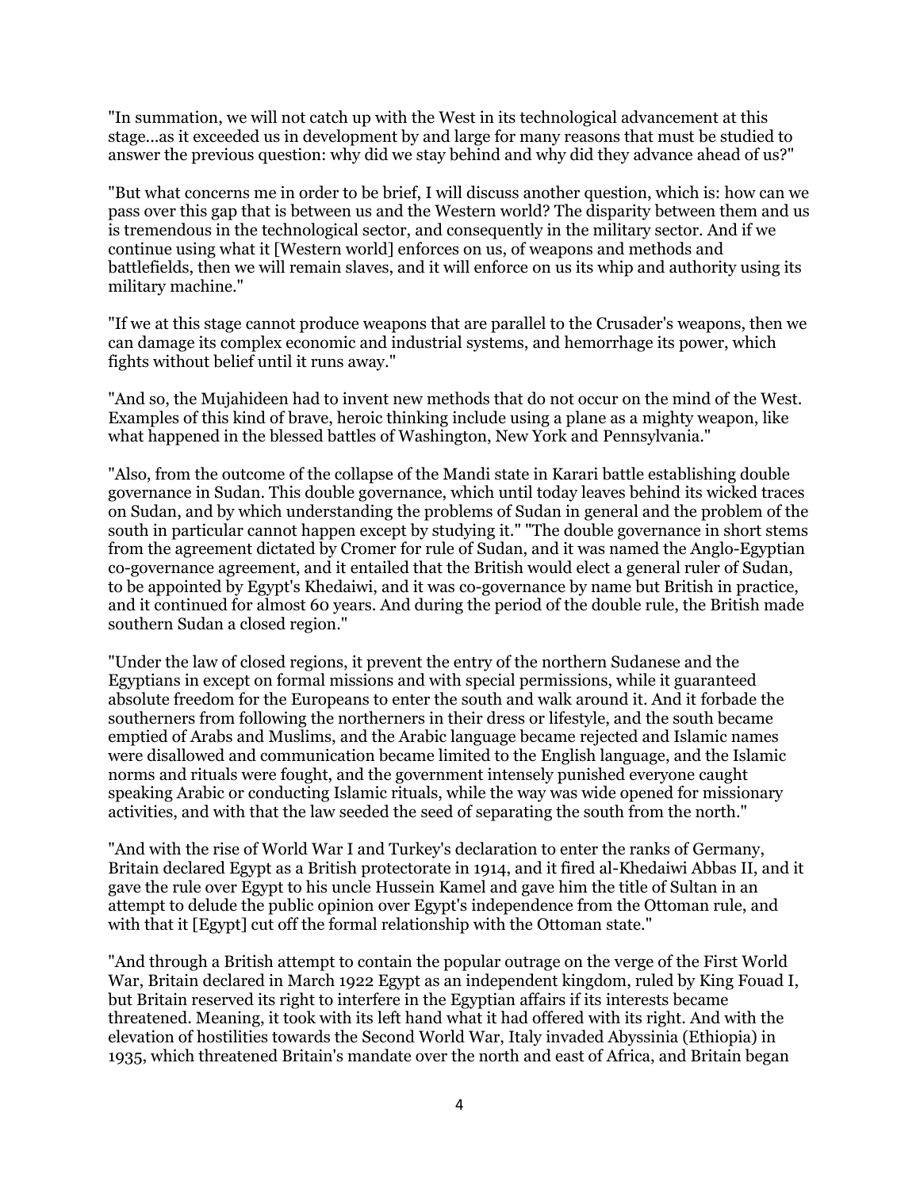"In summation, we will not catch up with the West in its technological advancement at this stage…as it exceeded us in development by and large for many reasons that must be studied to answer the previous question: why did we stay behind and why did they advance ahead of us?"

"But what concerns me in order to be brief, I will discuss another question, which is: how can we pass over this gap that is between us and the Western world? The disparity between them and us is tremendous in the technological sector, and consequently in the military sector. And if we continue using what it [Western world] enforces on us, of weapons and methods and battlefields, then we will remain slaves, and it will enforce on us its whip and authority using its military machine."

"If we at this stage cannot produce weapons that are parallel to the Crusader's weapons, then we can damage its complex economic and industrial systems, and hemorrhage its power, which fights without belief until it runs away."

"And so, the Mujahideen had to invent new methods that do not occur on the mind of the West. Examples of this kind of brave, heroic thinking include using a plane as a mighty weapon, like what happened in the blessed battles of Washington, New York and Pennsylvania."

"Also, from the outcome of the collapse of the Mandi state in Karari battle establishing double governance in Sudan. This double governance, which until today leaves behind its wicked traces on Sudan, and by which understanding the problems of Sudan in general and the problem of the south in particular cannot happen except by studying it." "The double governance in short stems from the agreement dictated by Cromer for rule of Sudan, and it was named the Anglo-Egyptian co-governance agreement, and it entailed that the British would elect a general ruler of Sudan, to be appointed by Egypt's Khedaiwi, and it was co-governance by name but British in practice, and it continued for almost 60 years. And during the period of the double rule, the British made southern Sudan a closed region."

"Under the law of closed regions, it prevent the entry of the northern Sudanese and the Egyptians in except on formal missions and with special permissions, while it guaranteed absolute freedom for the Europeans to enter the south and walk around it. And it forbade the southerners from following the northerners in their dress or lifestyle, and the south became emptied of Arabs and Muslims, and the Arabic language became rejected and Islamic names were disallowed and communication became limited to the English language, and the Islamic norms and rituals were fought, and the government intensely punished everyone caught speaking Arabic or conducting Islamic rituals, while the way was wide opened for missionary activities, and with that the law seeded the seed of separating the south from the north."

"And with the rise of World War I and Turkey's declaration to enter the ranks of Germany, Britain declared Egypt as a British protectorate in 1914, and it fired al-Khedaiwi Abbas II, and it gave the rule over Egypt to his uncle Hussein Kamel and gave him the title of Sultan in an attempt to delude the public opinion over Egypt's independence from the Ottoman rule, and with that it [Egypt] cut off the formal relationship with the Ottoman state."

"And through a British attempt to contain the popular outrage on the verge of the First World War, Britain declared in March 1922 Egypt as an independent kingdom, ruled by King Fouad I, but Britain reserved its right to interfere in the Egyptian affairs if its interests became threatened. Meaning, it took with its left hand what it had offered with its right. And with the elevation of hostilities towards the Second World War, Italy invaded Abyssinia (Ethiopia) in 1935, which threatened Britain's mandate over the north and east of Africa, and Britain began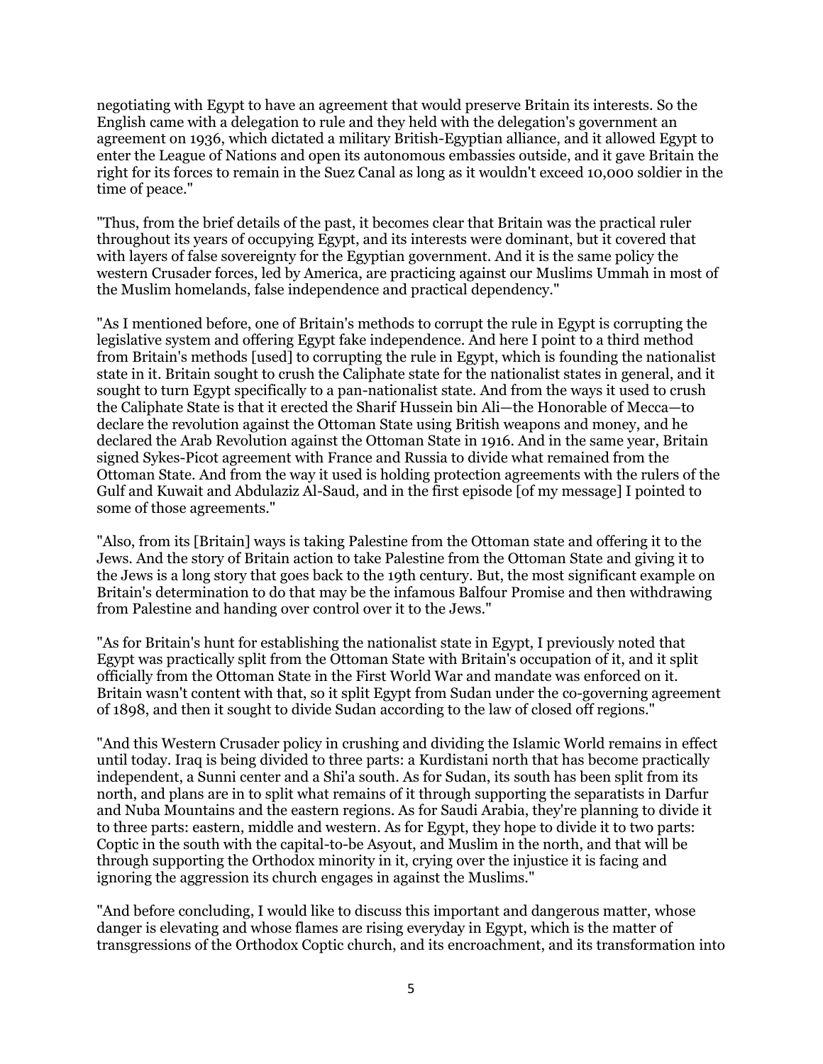negotiating with Egypt to have an agreement that would preserve Britain its interests. So the English came with a delegation to rule and they held with the delegation's government an agreement on 1936, which dictated a military British-Egyptian alliance, and it allowed Egypt to enter the League of Nations and open its autonomous embassies outside, and it gave Britain the right for its forces to remain in the Suez Canal as long as it wouldn't exceed 10,000 soldier in the time of peace."

"Thus, from the brief details of the past, it becomes clear that Britain was the practical ruler throughout its years of occupying Egypt, and its interests were dominant, but it covered that with layers of false sovereignty for the Egyptian government. And it is the same policy the western Crusader forces, led by America, are practicing against our Muslims Ummah in most of the Muslim homelands, false independence and practical dependency."

"As I mentioned before, one of Britain's methods to corrupt the rule in Egypt is corrupting the legislative system and offering Egypt fake independence. And here I point to a third method from Britain's methods [used] to corrupting the rule in Egypt, which is founding the nationalist state in it. Britain sought to crush the Caliphate state for the nationalist states in general, and it sought to turn Egypt specifically to a pan-nationalist state. And from the ways it used to crush the Caliphate State is that it erected the Sharif Hussein bin Ali—the Honorable of Mecca—to declare the revolution against the Ottoman State using British weapons and money, and he declared the Arab Revolution against the Ottoman State in 1916. And in the same year, Britain signed Sykes-Picot agreement with France and Russia to divide what remained from the Ottoman State. And from the way it used is holding protection agreements with the rulers of the Gulf and Kuwait and Abdulaziz Al-Saud, and in the first episode [of my message] I pointed to some of those agreements."

"Also, from its [Britain] ways is taking Palestine from the Ottoman state and offering it to the Jews. And the story of Britain action to take Palestine from the Ottoman State and giving it to the Jews is a long story that goes back to the 19th century. But, the most significant example on Britain's determination to do that may be the infamous Balfour Promise and then withdrawing from Palestine and handing over control over it to the Jews."

"As for Britain's hunt for establishing the nationalist state in Egypt, I previously noted that Egypt was practically split from the Ottoman State with Britain's occupation of it, and it split officially from the Ottoman State in the First World War and mandate was enforced on it. Britain wasn't content with that, so it split Egypt from Sudan under the co-governing agreement of 1898, and then it sought to divide Sudan according to the law of closed off regions."

"And this Western Crusader policy in crushing and dividing the Islamic World remains in effect until today. Iraq is being divided to three parts: a Kurdistani north that has become practically independent, a Sunni center and a Shi'a south. As for Sudan, its south has been split from its north, and plans are in to split what remains of it through supporting the separatists in Darfur and Nuba Mountains and the eastern regions. As for Saudi Arabia, they're planning to divide it to three parts: eastern, middle and western. As for Egypt, they hope to divide it to two parts: Coptic in the south with the capital-to-be Asyout, and Muslim in the north, and that will be through supporting the Orthodox minority in it, crying over the injustice it is facing and ignoring the aggression its church engages in against the Muslims."

"And before concluding, I would like to discuss this important and dangerous matter, whose danger is elevating and whose flames are rising everyday in Egypt, which is the matter of transgressions of the Orthodox Coptic church, and its encroachment, and its transformation into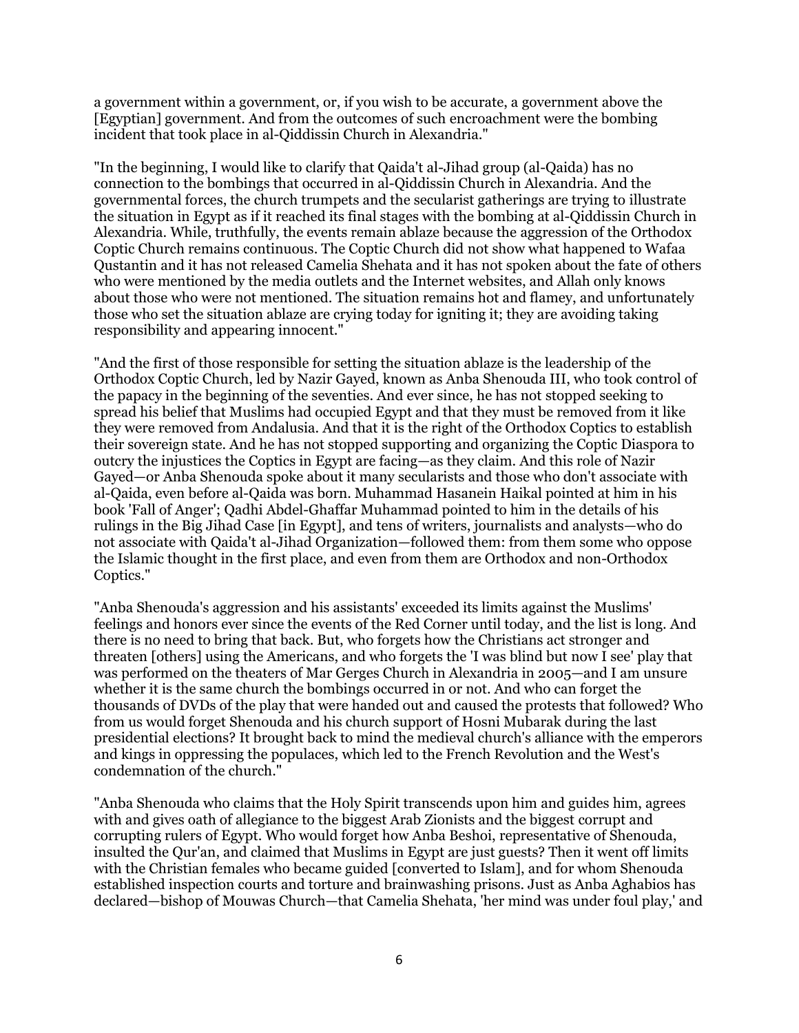a government within a government, or, if you wish to be accurate, a government above the [Egyptian] government. And from the outcomes of such encroachment were the bombing incident that took place in al-Qiddissin Church in Alexandria."

"In the beginning, I would like to clarify that Qaida't al-Jihad group (al-Qaida) has no connection to the bombings that occurred in al-Qiddissin Church in Alexandria. And the governmental forces, the church trumpets and the secularist gatherings are trying to illustrate the situation in Egypt as if it reached its final stages with the bombing at al-Qiddissin Church in Alexandria. While, truthfully, the events remain ablaze because the aggression of the Orthodox Coptic Church remains continuous. The Coptic Church did not show what happened to Wafaa Qustantin and it has not released Camelia Shehata and it has not spoken about the fate of others who were mentioned by the media outlets and the Internet websites, and Allah only knows about those who were not mentioned. The situation remains hot and flamey, and unfortunately those who set the situation ablaze are crying today for igniting it; they are avoiding taking responsibility and appearing innocent."

"And the first of those responsible for setting the situation ablaze is the leadership of the Orthodox Coptic Church, led by Nazir Gayed, known as Anba Shenouda III, who took control of the papacy in the beginning of the seventies. And ever since, he has not stopped seeking to spread his belief that Muslims had occupied Egypt and that they must be removed from it like they were removed from Andalusia. And that it is the right of the Orthodox Coptics to establish their sovereign state. And he has not stopped supporting and organizing the Coptic Diaspora to outcry the injustices the Coptics in Egypt are facing—as they claim. And this role of Nazir Gayed—or Anba Shenouda spoke about it many secularists and those who don't associate with al-Qaida, even before al-Qaida was born. Muhammad Hasanein Haikal pointed at him in his book 'Fall of Anger'; Qadhi Abdel-Ghaffar Muhammad pointed to him in the details of his rulings in the Big Jihad Case [in Egypt], and tens of writers, journalists and analysts—who do not associate with Qaida't al-Jihad Organization—followed them: from them some who oppose the Islamic thought in the first place, and even from them are Orthodox and non-Orthodox Coptics."

"Anba Shenouda's aggression and his assistants' exceeded its limits against the Muslims' feelings and honors ever since the events of the Red Corner until today, and the list is long. And there is no need to bring that back. But, who forgets how the Christians act stronger and threaten [others] using the Americans, and who forgets the 'I was blind but now I see' play that was performed on the theaters of Mar Gerges Church in Alexandria in 2005—and I am unsure whether it is the same church the bombings occurred in or not. And who can forget the thousands of DVDs of the play that were handed out and caused the protests that followed? Who from us would forget Shenouda and his church support of Hosni Mubarak during the last presidential elections? It brought back to mind the medieval church's alliance with the emperors and kings in oppressing the populaces, which led to the French Revolution and the West's condemnation of the church."

"Anba Shenouda who claims that the Holy Spirit transcends upon him and guides him, agrees with and gives oath of allegiance to the biggest Arab Zionists and the biggest corrupt and corrupting rulers of Egypt. Who would forget how Anba Beshoi, representative of Shenouda, insulted the Qur'an, and claimed that Muslims in Egypt are just guests? Then it went off limits with the Christian females who became guided [converted to Islam], and for whom Shenouda established inspection courts and torture and brainwashing prisons. Just as Anba Aghabios has declared—bishop of Mouwas Church—that Camelia Shehata, 'her mind was under foul play,' and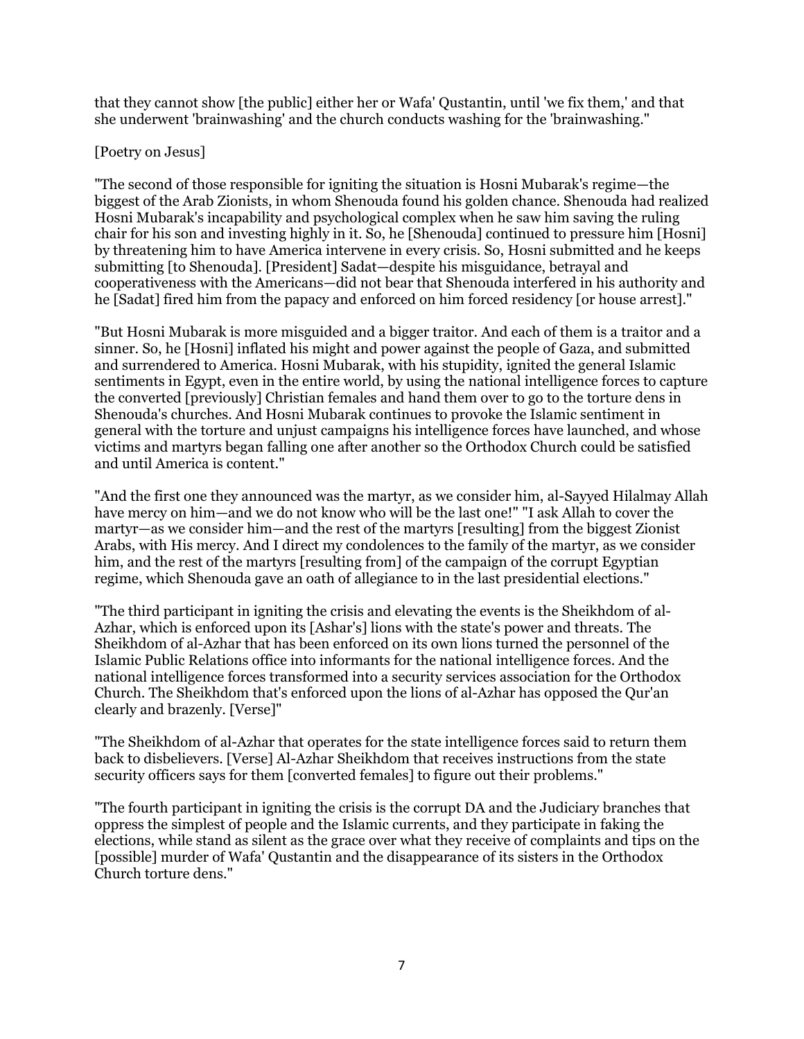that they cannot show [the public] either her or Wafa' Qustantin, until 'we fix them,' and that she underwent 'brainwashing' and the church conducts washing for the 'brainwashing."

[Poetry on Jesus]

"The second of those responsible for igniting the situation is Hosni Mubarak's regime—the biggest of the Arab Zionists, in whom Shenouda found his golden chance. Shenouda had realized Hosni Mubarak's incapability and psychological complex when he saw him saving the ruling chair for his son and investing highly in it. So, he [Shenouda] continued to pressure him [Hosni] by threatening him to have America intervene in every crisis. So, Hosni submitted and he keeps submitting [to Shenouda]. [President] Sadat—despite his misguidance, betrayal and cooperativeness with the Americans—did not bear that Shenouda interfered in his authority and he [Sadat] fired him from the papacy and enforced on him forced residency [or house arrest]."

"But Hosni Mubarak is more misguided and a bigger traitor. And each of them is a traitor and a sinner. So, he [Hosni] inflated his might and power against the people of Gaza, and submitted and surrendered to America. Hosni Mubarak, with his stupidity, ignited the general Islamic sentiments in Egypt, even in the entire world, by using the national intelligence forces to capture the converted [previously] Christian females and hand them over to go to the torture dens in Shenouda's churches. And Hosni Mubarak continues to provoke the Islamic sentiment in general with the torture and unjust campaigns his intelligence forces have launched, and whose victims and martyrs began falling one after another so the Orthodox Church could be satisfied and until America is content."

"And the first one they announced was the martyr, as we consider him, al-Sayyed Hilalmay Allah have mercy on him—and we do not know who will be the last one!" "I ask Allah to cover the martyr—as we consider him—and the rest of the martyrs [resulting] from the biggest Zionist Arabs, with His mercy. And I direct my condolences to the family of the martyr, as we consider him, and the rest of the martyrs [resulting from] of the campaign of the corrupt Egyptian regime, which Shenouda gave an oath of allegiance to in the last presidential elections."

"The third participant in igniting the crisis and elevating the events is the Sheikhdom of al-Azhar, which is enforced upon its [Ashar's] lions with the state's power and threats. The Sheikhdom of al-Azhar that has been enforced on its own lions turned the personnel of the Islamic Public Relations office into informants for the national intelligence forces. And the national intelligence forces transformed into a security services association for the Orthodox Church. The Sheikhdom that's enforced upon the lions of al-Azhar has opposed the Qur'an clearly and brazenly. [Verse]"

"The Sheikhdom of al-Azhar that operates for the state intelligence forces said to return them back to disbelievers. [Verse] Al-Azhar Sheikhdom that receives instructions from the state security officers says for them [converted females] to figure out their problems."

"The fourth participant in igniting the crisis is the corrupt DA and the Judiciary branches that oppress the simplest of people and the Islamic currents, and they participate in faking the elections, while stand as silent as the grace over what they receive of complaints and tips on the [possible] murder of Wafa' Qustantin and the disappearance of its sisters in the Orthodox Church torture dens."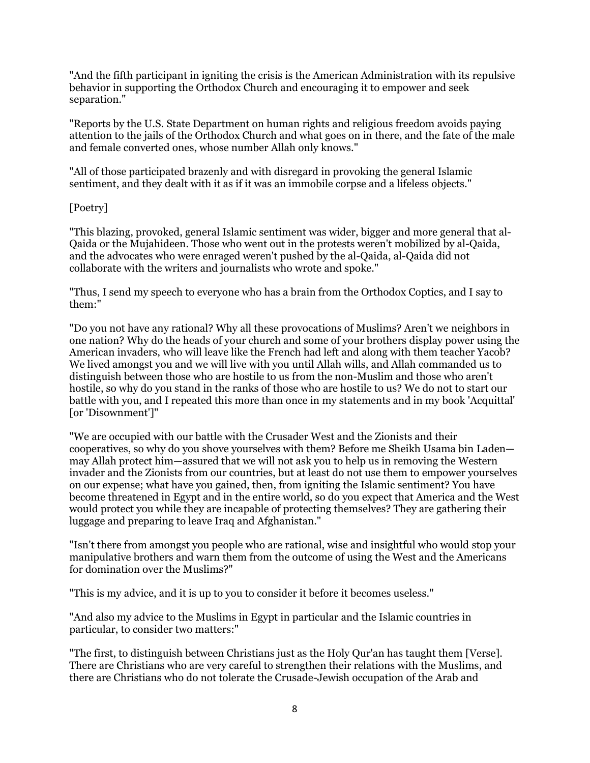"And the fifth participant in igniting the crisis is the American Administration with its repulsive behavior in supporting the Orthodox Church and encouraging it to empower and seek separation."

"Reports by the U.S. State Department on human rights and religious freedom avoids paying attention to the jails of the Orthodox Church and what goes on in there, and the fate of the male and female converted ones, whose number Allah only knows."

"All of those participated brazenly and with disregard in provoking the general Islamic sentiment, and they dealt with it as if it was an immobile corpse and a lifeless objects."

[Poetry]

"This blazing, provoked, general Islamic sentiment was wider, bigger and more general that al-Qaida or the Mujahideen. Those who went out in the protests weren't mobilized by al-Qaida, and the advocates who were enraged weren't pushed by the al-Qaida, al-Qaida did not collaborate with the writers and journalists who wrote and spoke."

"Thus, I send my speech to everyone who has a brain from the Orthodox Coptics, and I say to them:"

"Do you not have any rational? Why all these provocations of Muslims? Aren't we neighbors in one nation? Why do the heads of your church and some of your brothers display power using the American invaders, who will leave like the French had left and along with them teacher Yacob? We lived amongst you and we will live with you until Allah wills, and Allah commanded us to distinguish between those who are hostile to us from the non-Muslim and those who aren't hostile, so why do you stand in the ranks of those who are hostile to us? We do not to start our battle with you, and I repeated this more than once in my statements and in my book 'Acquittal' [or 'Disownment']"

"We are occupied with our battle with the Crusader West and the Zionists and their cooperatives, so why do you shove yourselves with them? Before me Sheikh Usama bin Laden—may Allah protect him—assured that we will not ask you to help us in removing the Western invader and the Zionists from our countries, but at least do not use them to empower yourselves on our expense; what have you gained, then, from igniting the Islamic sentiment? You have become threatened in Egypt and in the entire world, so do you expect that America and the West would protect you while they are incapable of protecting themselves? They are gathering their luggage and preparing to leave Iraq and Afghanistan."

"Isn't there from amongst you people who are rational, wise and insightful who would stop your manipulative brothers and warn them from the outcome of using the West and the Americans for domination over the Muslims?"

"This is my advice, and it is up to you to consider it before it becomes useless."

"And also my advice to the Muslims in Egypt in particular and the Islamic countries in particular, to consider two matters:"

"The first, to distinguish between Christians just as the Holy Qur'an has taught them [Verse]. There are Christians who are very careful to strengthen their relations with the Muslims, and there are Christians who do not tolerate the Crusade-Jewish occupation of the Arab and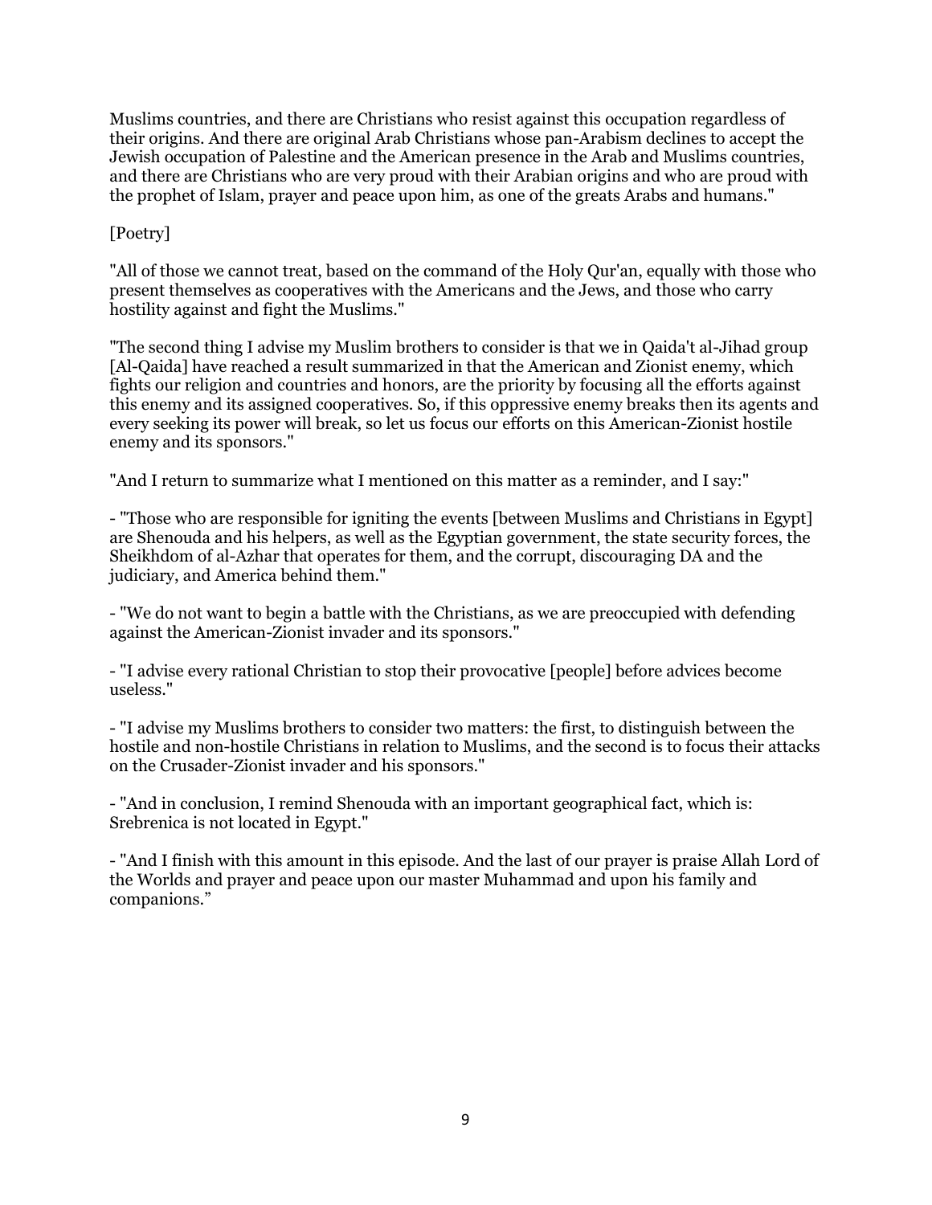Muslims countries, and there are Christians who resist against this occupation regardless of their origins. And there are original Arab Christians whose pan-Arabism declines to accept the Jewish occupation of Palestine and the American presence in the Arab and Muslims countries, and there are Christians who are very proud with their Arabian origins and who are proud with the prophet of Islam, prayer and peace upon him, as one of the greats Arabs and humans."

[Poetry]

"All of those we cannot treat, based on the command of the Holy Qur'an, equally with those who present themselves as cooperatives with the Americans and the Jews, and those who carry hostility against and fight the Muslims."

"The second thing I advise my Muslim brothers to consider is that we in Qaida't al-Jihad group [Al-Qaida] have reached a result summarized in that the American and Zionist enemy, which fights our religion and countries and honors, are the priority by focusing all the efforts against this enemy and its assigned cooperatives. So, if this oppressive enemy breaks then its agents and every seeking its power will break, so let us focus our efforts on this American-Zionist hostile enemy and its sponsors."

"And I return to summarize what I mentioned on this matter as a reminder, and I say:"

- "Those who are responsible for igniting the events [between Muslims and Christians in Egypt] are Shenouda and his helpers, as well as the Egyptian government, the state security forces, the Sheikhdom of al-Azhar that operates for them, and the corrupt, discouraging DA and the judiciary, and America behind them."

- "We do not want to begin a battle with the Christians, as we are preoccupied with defending against the American-Zionist invader and its sponsors."

- "I advise every rational Christian to stop their provocative [people] before advices become useless."

- "I advise my Muslims brothers to consider two matters: the first, to distinguish between the hostile and non-hostile Christians in relation to Muslims, and the second is to focus their attacks on the Crusader-Zionist invader and his sponsors."

- "And in conclusion, I remind Shenouda with an important geographical fact, which is: Srebrenica is not located in Egypt."

- "And I finish with this amount in this episode. And the last of our prayer is praise Allah Lord of the Worlds and prayer and peace upon our master Muhammad and upon his family and companions."